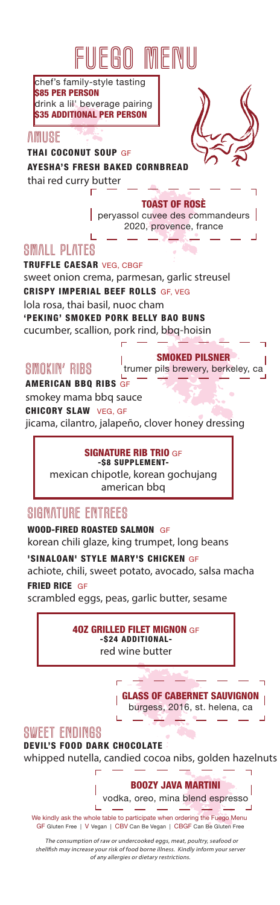# FUEGO MENU

chef's family-style tasting
**$85 PER PERSON**
drink a lil' beverage pairing
**$35 ADDITIONAL PER PERSON**

## AMUSE

**THAI COCONUT SOUP** GF

**AYESHA'S FRESH BAKED CORNBREAD**
thai red curry butter

**TOAST OF ROSÈ**
peryassol cuvee des commandeurs 2020, provence, france

## SMALL PLATES

**TRUFFLE CAESAR** VEG, CBGF
sweet onion crema, parmesan, garlic streusel

**CRISPY IMPERIAL BEEF ROLLS** GF, VEG
lola rosa, thai basil, nuoc cham

**'PEKING' SMOKED PORK BELLY BAO BUNS**
cucumber, scallion, pork rind, bbq-hoisin

## SMOKIN' RIBS

**SMOKED PILSNER**
trumer pils brewery, berkeley, ca

**AMERICAN BBQ RIBS** GF
smokey mama bbq sauce

**CHICORY SLAW** VEG, GF
jicama, cilantro, jalapeño, clover honey dressing

**SIGNATURE RIB TRIO** GF
**-$8 SUPPLEMENT-**
mexican chipotle, korean gochujang
american bbq

## SIGNATURE ENTREES

**WOOD-FIRED ROASTED SALMON** GF
korean chili glaze, king trumpet, long beans

**'SINALOAN' STYLE MARY'S CHICKEN** GF
achiote, chili, sweet potato, avocado, salsa macha

**FRIED RICE** GF
scrambled eggs, peas, garlic butter, sesame

**4OZ GRILLED FILET MIGNON** GF
**-$24 ADDITIONAL-**
red wine butter

**GLASS OF CABERNET SAUVIGNON**
burgess, 2016, st. helena, ca

## SWEET ENDINGS

**DEVIL'S FOOD DARK CHOCOLATE**
whipped nutella, candied cocoa nibs, golden hazelnuts

**BOOZY JAVA MARTINI**
vodka, oreo, mina blend espresso

We kindly ask the whole table to participate when ordering the Fuego Menu
GF Gluten Free | V Vegan | CBV Can Be Vegan | CBGF Can Be Gluten Free

*The consumption of raw or undercooked eggs, meat, poultry, seafood or shellfish may increase your risk of food borne illness. Kindly inform your server of any allergies or dietary restrictions.*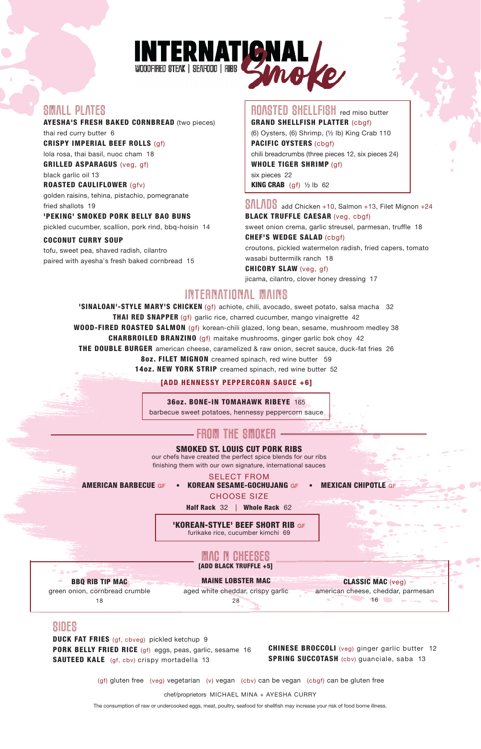# INTERNATIONAL Smoke

WOODFIRED STEAK | SEAFOOD | RIBS

## SMALL PLATES

**AYESHA'S FRESH BAKED CORNBREAD** (two pieces)
thai red curry butter 6

**CRISPY IMPERIAL BEEF ROLLS** (gf)
lola rosa, thai basil, nuoc cham 18

**GRILLED ASPARAGUS** (veg, gf)
black garlic oil 13

**ROASTED CAULIFLOWER** (gfv)
golden raisins, tehina, pistachio, pomegranate
fried shallots 19

**'PEKING' SMOKED PORK BELLY BAO BUNS**
pickled cucumber, scallion, pork rind, bbq-hoisin 14

**COCONUT CURRY SOUP**
tofu, sweet pea, shaved radish, cilantro
paired with ayesha's fresh baked cornbread 15

## ROASTED SHELLFISH red miso butter

**GRAND SHELLFISH PLATTER** (cbgf)
(6) Oysters, (6) Shrimp, (½ lb) King Crab 110

**PACIFIC OYSTERS** (cbgf)
chili breadcrumbs (three pieces 12, six pieces 24)

**WHOLE TIGER SHRIMP** (gf)
six pieces 22

**KING CRAB** (gf) ½ lb 62

## SALADS add Chicken +10, Salmon +13, Filet Mignon +24

**BLACK TRUFFLE CAESAR** (veg, cbgf)
sweet onion crema, garlic streusel, parmesan, truffle 18

**CHEF'S WEDGE SALAD** (cbgf)
croutons, pickled watermelon radish, fried capers, tomato
wasabi buttermilk ranch 18

**CHICORY SLAW** (veg, gf)
jicama, cilantro, clover honey dressing 17

## INTERNATIONAL MAINS

**'SINALOAN'-STYLE MARY'S CHICKEN** (gf) achiote, chili, avocado, sweet potato, salsa macha 32

**THAI RED SNAPPER** (gf) garlic rice, charred cucumber, mango vinaigrette 42

**WOOD-FIRED ROASTED SALMON** (gf) korean-chili glazed, long bean, sesame, mushroom medley 38

**CHARBROILED BRANZINO** (gf) maitake mushrooms, ginger garlic bok choy 42

**THE DOUBLE BURGER** american cheese, caramelized & raw onion, secret sauce, duck-fat fries 26

**8oz. FILET MIGNON** creamed spinach, red wine butter 59

**14oz. NEW YORK STRIP** creamed spinach, red wine butter 52

**[ADD HENNESSY PEPPERCORN SAUCE +6]**

**36oz. BONE-IN TOMAHAWK RIBEYE** 165
barbecue sweet potatoes, hennessy peppercorn sauce

## FROM THE SMOKER

**SMOKED ST. LOUIS CUT PORK RIBS**
our chefs have created the perfect spice blends for our ribs
finishing them with our own signature, international sauces

SELECT FROM

**AMERICAN BARBECUE** GF • **KOREAN SESAME-GOCHUJANG** GF • **MEXICAN CHIPOTLE** GF

CHOOSE SIZE

**Half Rack** 32 | **Whole Rack** 62

**'KOREAN-STYLE' BEEF SHORT RIB** GF
furikake rice, cucumber kimchi 69

## MAC N CHEESES

**[ADD BLACK TRUFFLE +5]**

**BBQ RIB TIP MAC**
green onion, cornbread crumble
18

**MAINE LOBSTER MAC**
aged white cheddar, crispy garlic
28

**CLASSIC MAC** (veg)
american cheese, cheddar, parmesan
16

## SIDES

**DUCK FAT FRIES** (gf, cbveg) pickled ketchup 9

**PORK BELLY FRIED RICE** (gf) eggs, peas, garlic, sesame 16

**SAUTEED KALE** (gf, cbv) crispy mortadella 13

**CHINESE BROCCOLI** (veg) ginger garlic butter 12

**SPRING SUCCOTASH** (cbv) guanciale, saba 13

(gf) gluten free (veg) vegetarian (v) vegan (cbv) can be vegan (cbgf) can be gluten free

chef/proprietors MICHAEL MINA + AYESHA CURRY

The consumption of raw or undercooked eggs, meat, poultry, seafood for shellfish may increase your risk of food borne illness.